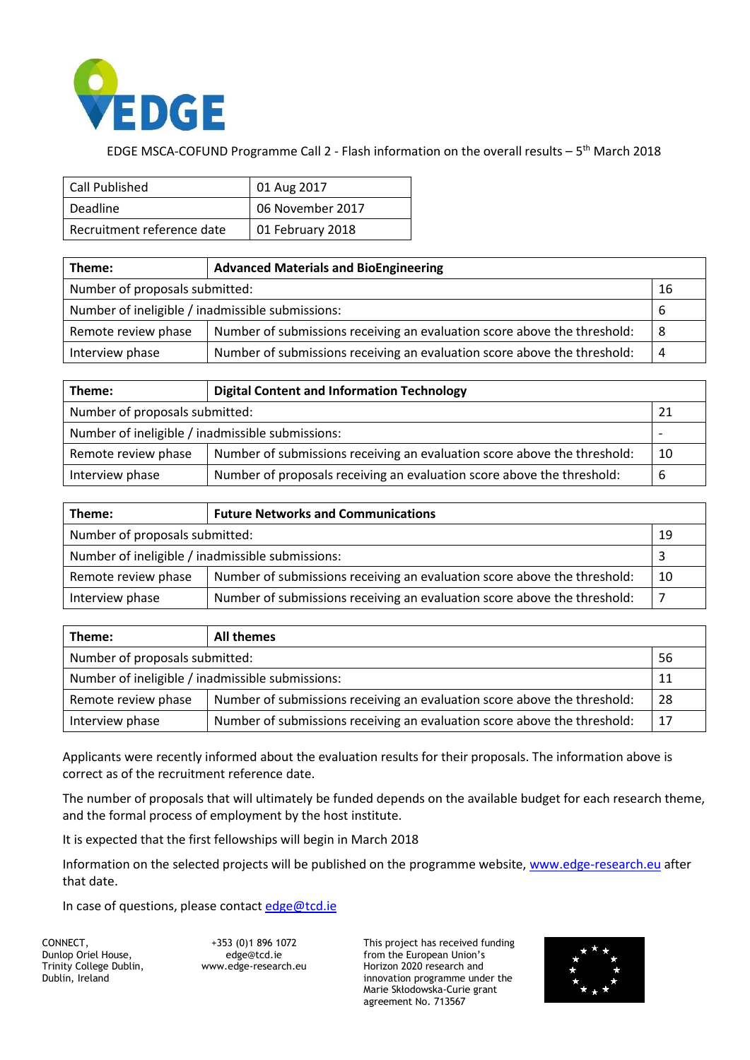EDGE MSCA-COFUND Programme Call 2 - Flash information on the overall results – 5th March 2018

| Call Published | 01 Aug 2017 |
|---|---|
| Deadline | 06 November 2017 |
| Recruitment reference date | 01 February 2018 |

| **Theme:** | **Advanced Materials and BioEngineering** | |
|---|---|---|
| Number of proposals submitted: | | 16 |
| Number of ineligible / inadmissible submissions: | | 6 |
| Remote review phase | Number of submissions receiving an evaluation score above the threshold: | 8 |
| Interview phase | Number of submissions receiving an evaluation score above the threshold: | 4 |

| **Theme:** | **Digital Content and Information Technology** | |
|---|---|---|
| Number of proposals submitted: | | 21 |
| Number of ineligible / inadmissible submissions: | | - |
| Remote review phase | Number of submissions receiving an evaluation score above the threshold: | 10 |
| Interview phase | Number of proposals receiving an evaluation score above the threshold: | 6 |

| **Theme:** | **Future Networks and Communications** | |
|---|---|---|
| Number of proposals submitted: | | 19 |
| Number of ineligible / inadmissible submissions: | | 3 |
| Remote review phase | Number of submissions receiving an evaluation score above the threshold: | 10 |
| Interview phase | Number of submissions receiving an evaluation score above the threshold: | 7 |

| **Theme:** | **All themes** | |
|---|---|---|
| Number of proposals submitted: | | 56 |
| Number of ineligible / inadmissible submissions: | | 11 |
| Remote review phase | Number of submissions receiving an evaluation score above the threshold: | 28 |
| Interview phase | Number of submissions receiving an evaluation score above the threshold: | 17 |

Applicants were recently informed about the evaluation results for their proposals. The information above is correct as of the recruitment reference date.

The number of proposals that will ultimately be funded depends on the available budget for each research theme, and the formal process of employment by the host institute.

It is expected that the first fellowships will begin in March 2018

Information on the selected projects will be published on the programme website, www.edge-research.eu after that date.

In case of questions, please contact edge@tcd.ie

CONNECT,
Dunlop Oriel House,
Trinity College Dublin,
Dublin, Ireland

+353 (0)1 896 1072
edge@tcd.ie
www.edge-research.eu

This project has received funding from the European Union's Horizon 2020 research and innovation programme under the Marie Skłodowska-Curie grant agreement No. 713567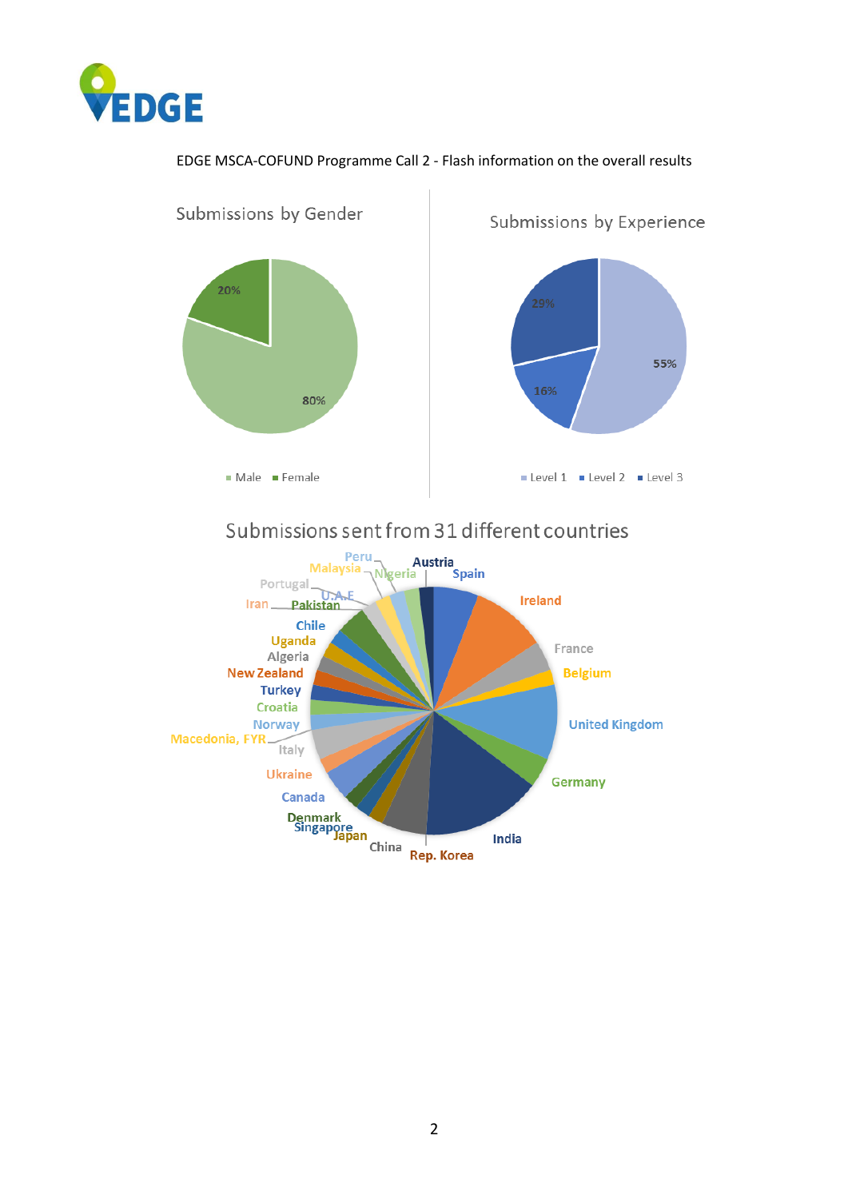EDGE MSCA-COFUND Programme Call 2 - Flash information on the overall results

Submissions by Gender

- Male: 80%
- Female: 20%

Submissions by Experience

- Level 1: 55%
- Level 2: 16%
- Level 3: 29%

Submissions sent from 31 different countries

Austria, Spain, Ireland, France, Belgium, United Kingdom, Germany, India, Rep. Korea, China, Japan, Singapore, Denmark, Canada, Ukraine, Italy, Macedonia, FYR, Norway, Croatia, Turkey, New Zealand, Algeria, Uganda, Chile, Iran, Pakistan, U.A.E, Portugal, Malaysia, Peru, Nigeria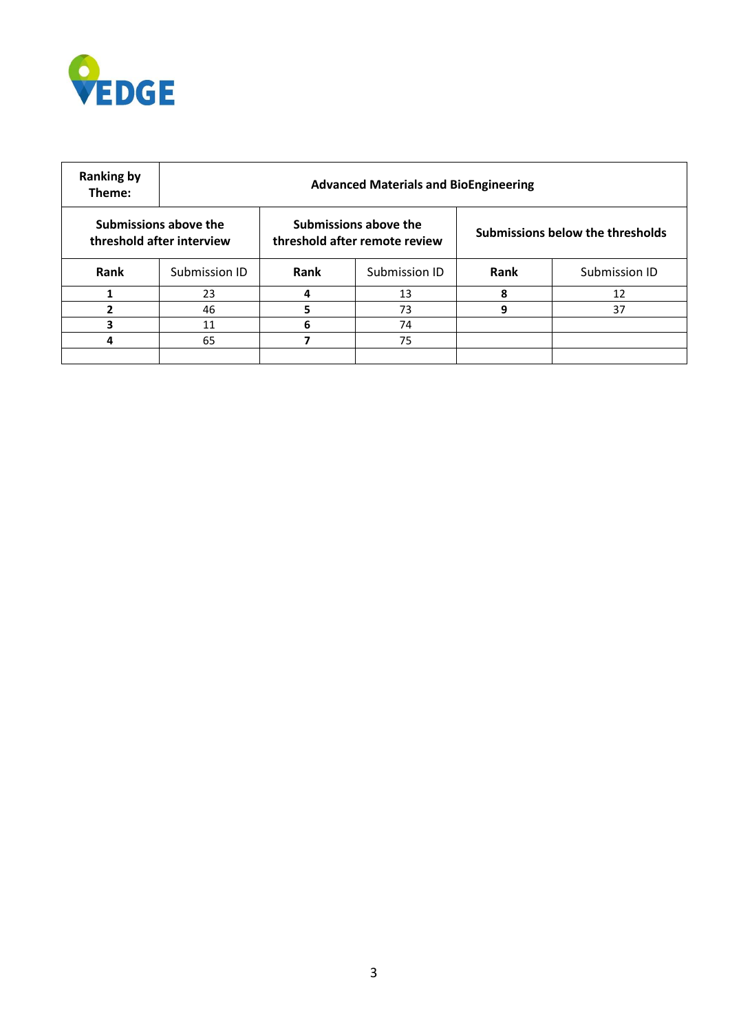| Ranking by Theme: | Advanced Materials and BioEngineering | | | | |
|---|---|---|---|---|---|
| Submissions above the threshold after interview | | Submissions above the threshold after remote review | | Submissions below the thresholds | |
| **Rank** | Submission ID | **Rank** | Submission ID | **Rank** | Submission ID |
| **1** | 23 | **4** | 13 | **8** | 12 |
| **2** | 46 | **5** | 73 | **9** | 37 |
| **3** | 11 | **6** | 74 | | |
| **4** | 65 | **7** | 75 | | |
| | | | | | |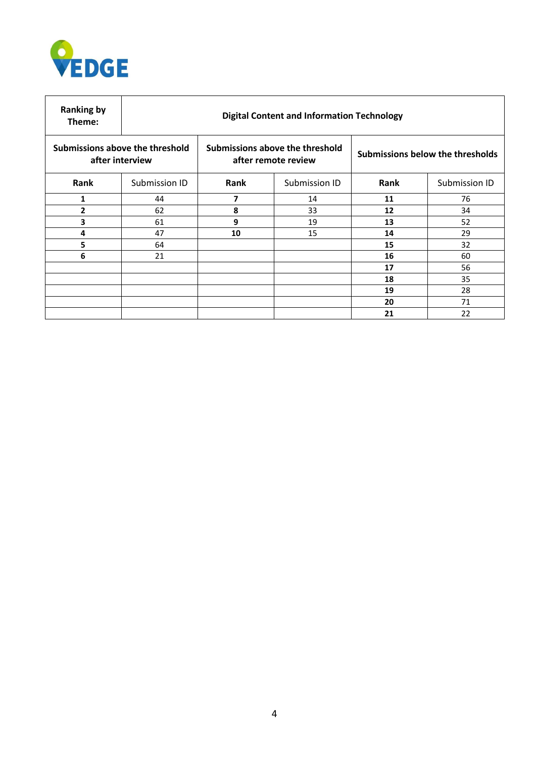| **Ranking by Theme:** | **Digital Content and Information Technology** | | | | |
|---|---|---|---|---|---|
| **Submissions above the threshold after interview** | | **Submissions above the threshold after remote review** | | **Submissions below the thresholds** | |
| **Rank** | Submission ID | **Rank** | Submission ID | **Rank** | Submission ID |
| **1** | 44 | **7** | 14 | **11** | 76 |
| **2** | 62 | **8** | 33 | **12** | 34 |
| **3** | 61 | **9** | 19 | **13** | 52 |
| **4** | 47 | **10** | 15 | **14** | 29 |
| **5** | 64 | | | **15** | 32 |
| **6** | 21 | | | **16** | 60 |
| | | | | **17** | 56 |
| | | | | **18** | 35 |
| | | | | **19** | 28 |
| | | | | **20** | 71 |
| | | | | **21** | 22 |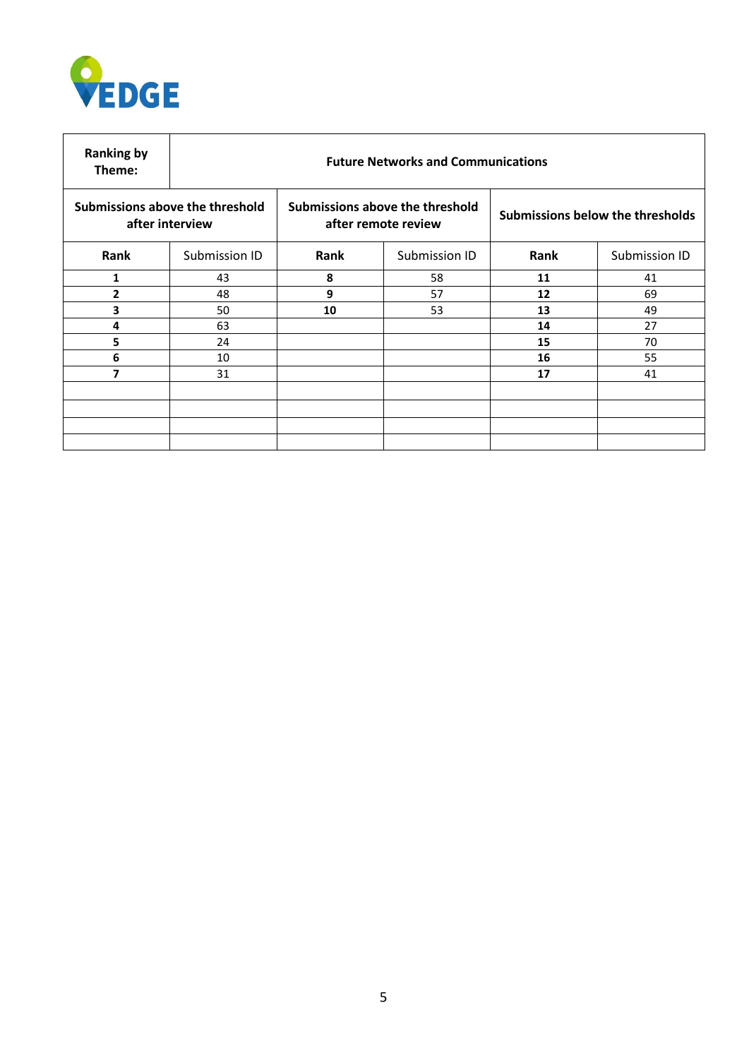| **Ranking by Theme:** | **Future Networks and Communications** | | | | |
|---|---|---|---|---|---|
| **Submissions above the threshold after interview** | | **Submissions above the threshold after remote review** | | **Submissions below the thresholds** | |
| **Rank** | Submission ID | **Rank** | Submission ID | **Rank** | Submission ID |
| **1** | 43 | **8** | 58 | **11** | 41 |
| **2** | 48 | **9** | 57 | **12** | 69 |
| **3** | 50 | **10** | 53 | **13** | 49 |
| **4** | 63 | | | **14** | 27 |
| **5** | 24 | | | **15** | 70 |
| **6** | 10 | | | **16** | 55 |
| **7** | 31 | | | **17** | 41 |
| | | | | | |
| | | | | | |
| | | | | | |
| | | | | | |